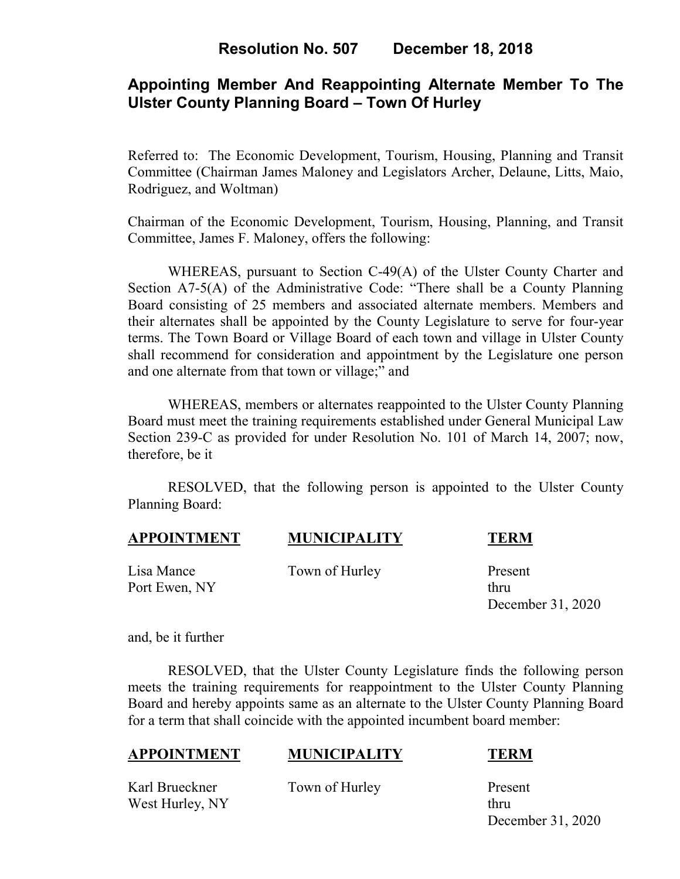# Resolution No. 507 December 18, 2018

## Appointing Member And Reappointing Alternate Member To The Ulster County Planning Board – Town Of Hurley

Referred to: The Economic Development, Tourism, Housing, Planning and Transit Committee (Chairman James Maloney and Legislators Archer, Delaune, Litts, Maio, Rodriguez, and Woltman)

Chairman of the Economic Development, Tourism, Housing, Planning, and Transit Committee, James F. Maloney, offers the following:

WHEREAS, pursuant to Section C-49(A) of the Ulster County Charter and Section A7-5(A) of the Administrative Code: "There shall be a County Planning Board consisting of 25 members and associated alternate members. Members and their alternates shall be appointed by the County Legislature to serve for four-year terms. The Town Board or Village Board of each town and village in Ulster County shall recommend for consideration and appointment by the Legislature one person and one alternate from that town or village;" and

WHEREAS, members or alternates reappointed to the Ulster County Planning Board must meet the training requirements established under General Municipal Law Section 239-C as provided for under Resolution No. 101 of March 14, 2007; now, therefore, be it

RESOLVED, that the following person is appointed to the Ulster County Planning Board:

| **APPOINTMENT** | **MUNICIPALITY** | **TERM** |
|---|---|---|
| Lisa Mance<br>Port Ewen, NY | Town of Hurley | Present<br>thru<br>December 31, 2020 |

and, be it further

RESOLVED, that the Ulster County Legislature finds the following person meets the training requirements for reappointment to the Ulster County Planning Board and hereby appoints same as an alternate to the Ulster County Planning Board for a term that shall coincide with the appointed incumbent board member:

| **APPOINTMENT** | **MUNICIPALITY** | **TERM** |
|---|---|---|
| Karl Brueckner<br>West Hurley, NY | Town of Hurley | Present<br>thru<br>December 31, 2020 |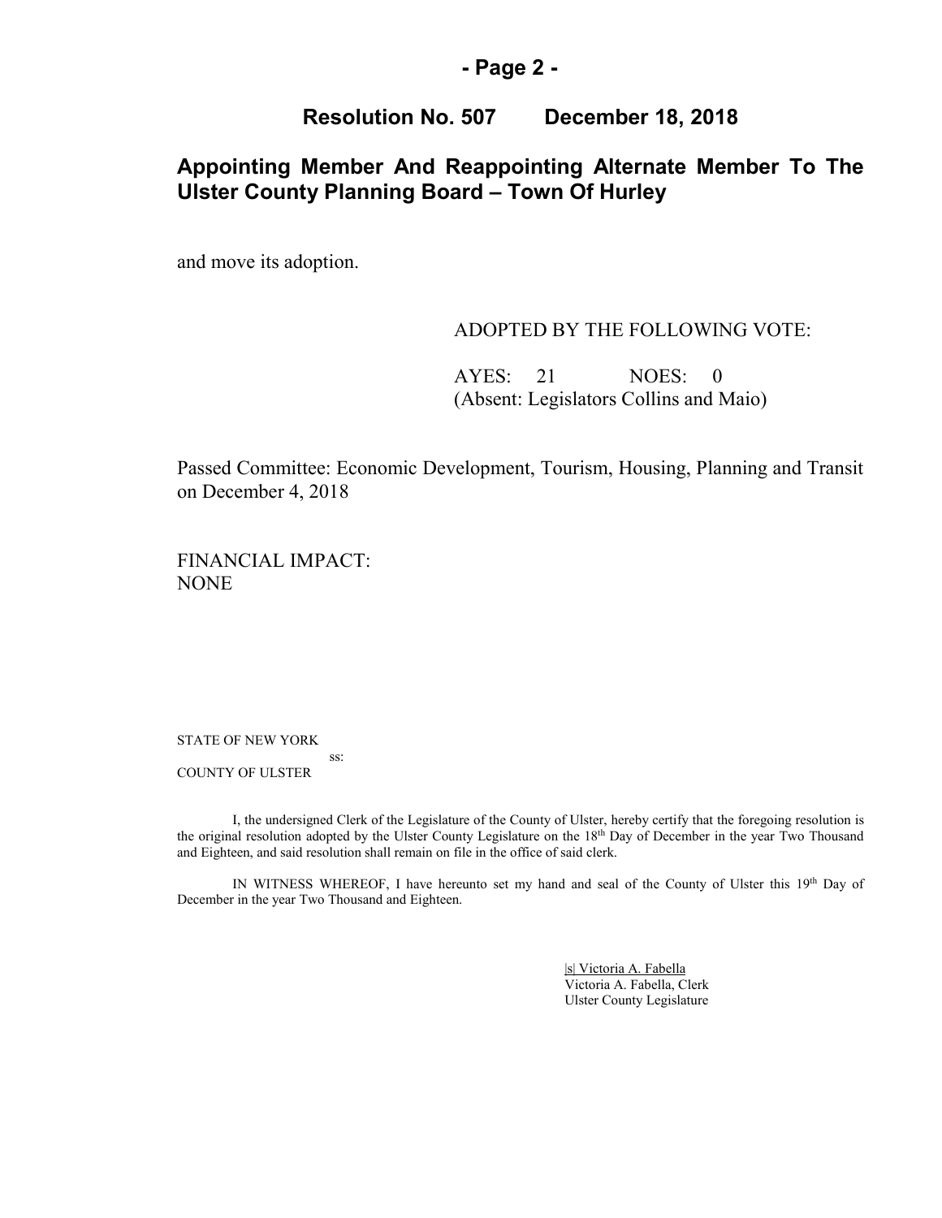## Resolution No. 507 December 18, 2018

## Appointing Member And Reappointing Alternate Member To The Ulster County Planning Board – Town Of Hurley

and move its adoption.

ADOPTED BY THE FOLLOWING VOTE:

AYES: 21 NOES: 0
(Absent: Legislators Collins and Maio)

Passed Committee: Economic Development, Tourism, Housing, Planning and Transit on December 4, 2018

FINANCIAL IMPACT:
NONE

STATE OF NEW YORK
ss:
COUNTY OF ULSTER

I, the undersigned Clerk of the Legislature of the County of Ulster, hereby certify that the foregoing resolution is the original resolution adopted by the Ulster County Legislature on the 18th Day of December in the year Two Thousand and Eighteen, and said resolution shall remain on file in the office of said clerk.

IN WITNESS WHEREOF, I have hereunto set my hand and seal of the County of Ulster this 19th Day of December in the year Two Thousand and Eighteen.

|s| Victoria A. Fabella
Victoria A. Fabella, Clerk
Ulster County Legislature